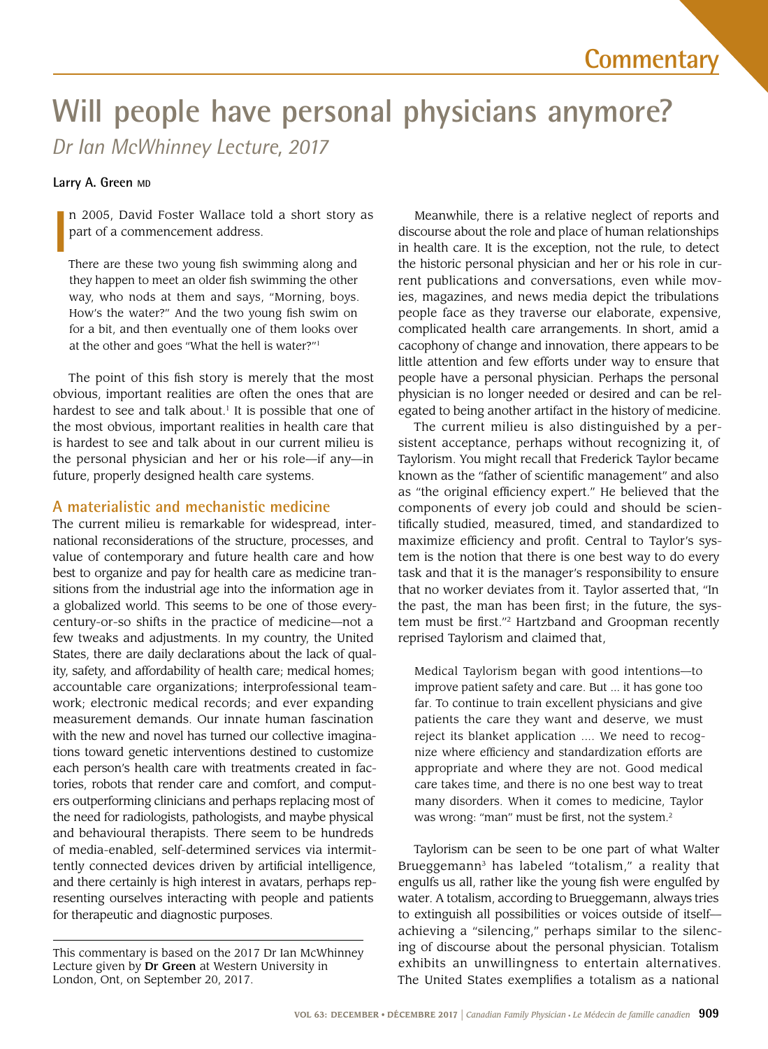Commentary

# Will people have personal physicians anymore?

*Dr Ian McWhinney Lecture, 2017*

**Larry A. Green** MD

In 2005, David Foster Wallace told a short story as part of a commencement address.

> There are these two young fish swimming along and they happen to meet an older fish swimming the other way, who nods at them and says, "Morning, boys. How's the water?" And the two young fish swim on for a bit, and then eventually one of them looks over at the other and goes "What the hell is water?"[1]

The point of this fish story is merely that the most obvious, important realities are often the ones that are hardest to see and talk about.[1] It is possible that one of the most obvious, important realities in health care that is hardest to see and talk about in our current milieu is the personal physician and her or his role—if any—in future, properly designed health care systems.

## A materialistic and mechanistic medicine

The current milieu is remarkable for widespread, international reconsiderations of the structure, processes, and value of contemporary and future health care and how best to organize and pay for health care as medicine transitions from the industrial age into the information age in a globalized world. This seems to be one of those every-century-or-so shifts in the practice of medicine—not a few tweaks and adjustments. In my country, the United States, there are daily declarations about the lack of quality, safety, and affordability of health care; medical homes; accountable care organizations; interprofessional teamwork; electronic medical records; and ever expanding measurement demands. Our innate human fascination with the new and novel has turned our collective imaginations toward genetic interventions destined to customize each person's health care with treatments created in factories, robots that render care and comfort, and computers outperforming clinicians and perhaps replacing most of the need for radiologists, pathologists, and maybe physical and behavioural therapists. There seem to be hundreds of media-enabled, self-determined services via intermittently connected devices driven by artificial intelligence, and there certainly is high interest in avatars, perhaps representing ourselves interacting with people and patients for therapeutic and diagnostic purposes.

Meanwhile, there is a relative neglect of reports and discourse about the role and place of human relationships in health care. It is the exception, not the rule, to detect the historic personal physician and her or his role in current publications and conversations, even while movies, magazines, and news media depict the tribulations people face as they traverse our elaborate, expensive, complicated health care arrangements. In short, amid a cacophony of change and innovation, there appears to be little attention and few efforts under way to ensure that people have a personal physician. Perhaps the personal physician is no longer needed or desired and can be relegated to being another artifact in the history of medicine.

The current milieu is also distinguished by a persistent acceptance, perhaps without recognizing it, of Taylorism. You might recall that Frederick Taylor became known as the "father of scientific management" and also as "the original efficiency expert." He believed that the components of every job could and should be scientifically studied, measured, timed, and standardized to maximize efficiency and profit. Central to Taylor's system is the notion that there is one best way to do every task and that it is the manager's responsibility to ensure that no worker deviates from it. Taylor asserted that, "In the past, the man has been first; in the future, the system must be first."[2] Hartzband and Groopman recently reprised Taylorism and claimed that,

> Medical Taylorism began with good intentions—to improve patient safety and care. But ... it has gone too far. To continue to train excellent physicians and give patients the care they want and deserve, we must reject its blanket application .... We need to recognize where efficiency and standardization efforts are appropriate and where they are not. Good medical care takes time, and there is no one best way to treat many disorders. When it comes to medicine, Taylor was wrong: "man" must be first, not the system.[2]

Taylorism can be seen to be one part of what Walter Brueggemann[3] has labeled "totalism," a reality that engulfs us all, rather like the young fish were engulfed by water. A totalism, according to Brueggemann, always tries to extinguish all possibilities or voices outside of itself—achieving a "silencing," perhaps similar to the silencing of discourse about the personal physician. Totalism exhibits an unwillingness to entertain alternatives. The United States exemplifies a totalism as a national

This commentary is based on the 2017 Dr Ian McWhinney Lecture given by **Dr Green** at Western University in London, Ont, on September 20, 2017.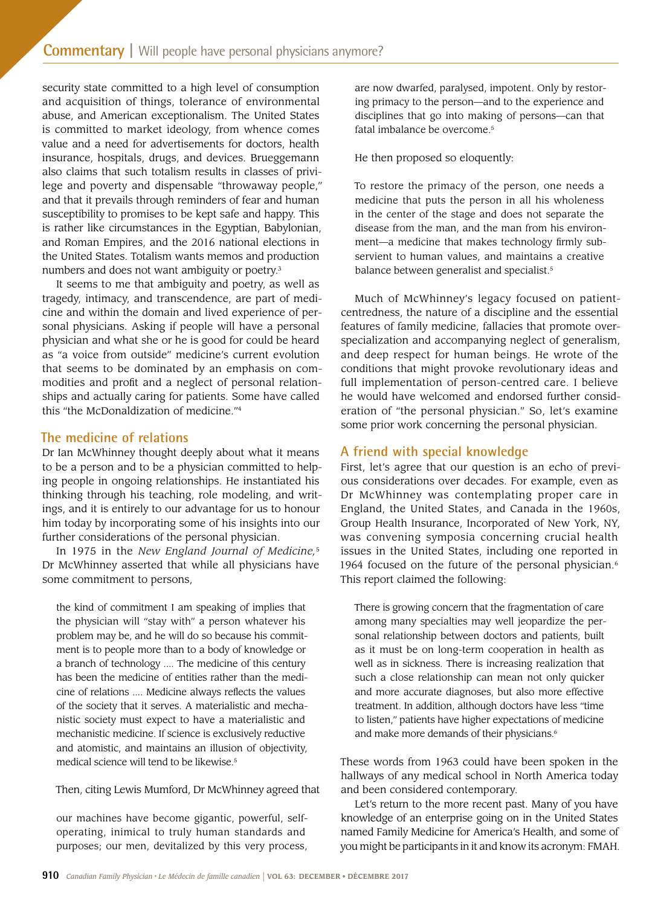security state committed to a high level of consumption and acquisition of things, tolerance of environmental abuse, and American exceptionalism. The United States is committed to market ideology, from whence comes value and a need for advertisements for doctors, health insurance, hospitals, drugs, and devices. Brueggemann also claims that such totalism results in classes of privilege and poverty and dispensable "throwaway people," and that it prevails through reminders of fear and human susceptibility to promises to be kept safe and happy. This is rather like circumstances in the Egyptian, Babylonian, and Roman Empires, and the 2016 national elections in the United States. Totalism wants memos and production numbers and does not want ambiguity or poetry.[3]

It seems to me that ambiguity and poetry, as well as tragedy, intimacy, and transcendence, are part of medicine and within the domain and lived experience of personal physicians. Asking if people will have a personal physician and what she or he is good for could be heard as "a voice from outside" medicine's current evolution that seems to be dominated by an emphasis on commodities and profit and a neglect of personal relationships and actually caring for patients. Some have called this "the McDonaldization of medicine."[4]

## The medicine of relations

Dr Ian McWhinney thought deeply about what it means to be a person and to be a physician committed to helping people in ongoing relationships. He instantiated his thinking through his teaching, role modeling, and writings, and it is entirely to our advantage for us to honour him today by incorporating some of his insights into our further considerations of the personal physician.

In 1975 in the *New England Journal of Medicine*,[5] Dr McWhinney asserted that while all physicians have some commitment to persons,

> the kind of commitment I am speaking of implies that the physician will "stay with" a person whatever his problem may be, and he will do so because his commitment is to people more than to a body of knowledge or a branch of technology .... The medicine of this century has been the medicine of entities rather than the medicine of relations .... Medicine always reflects the values of the society that it serves. A materialistic and mechanistic society must expect to have a materialistic and mechanistic medicine. If science is exclusively reductive and atomistic, and maintains an illusion of objectivity, medical science will tend to be likewise.[5]

Then, citing Lewis Mumford, Dr McWhinney agreed that

> our machines have become gigantic, powerful, self-operating, inimical to truly human standards and purposes; our men, devitalized by this very process, are now dwarfed, paralysed, impotent. Only by restoring primacy to the person—and to the experience and disciplines that go into making of persons—can that fatal imbalance be overcome.[5]

He then proposed so eloquently:

> To restore the primacy of the person, one needs a medicine that puts the person in all his wholeness in the center of the stage and does not separate the disease from the man, and the man from his environment—a medicine that makes technology firmly subservient to human values, and maintains a creative balance between generalist and specialist.[5]

Much of McWhinney's legacy focused on patient-centredness, the nature of a discipline and the essential features of family medicine, fallacies that promote over-specialization and accompanying neglect of generalism, and deep respect for human beings. He wrote of the conditions that might provoke revolutionary ideas and full implementation of person-centred care. I believe he would have welcomed and endorsed further consideration of "the personal physician." So, let's examine some prior work concerning the personal physician.

## A friend with special knowledge

First, let's agree that our question is an echo of previous considerations over decades. For example, even as Dr McWhinney was contemplating proper care in England, the United States, and Canada in the 1960s, Group Health Insurance, Incorporated of New York, NY, was convening symposia concerning crucial health issues in the United States, including one reported in 1964 focused on the future of the personal physician.[6] This report claimed the following:

> There is growing concern that the fragmentation of care among many specialties may well jeopardize the personal relationship between doctors and patients, built as it must be on long-term cooperation in health as well as in sickness. There is increasing realization that such a close relationship can mean not only quicker and more accurate diagnoses, but also more effective treatment. In addition, although doctors have less "time to listen," patients have higher expectations of medicine and make more demands of their physicians.[6]

These words from 1963 could have been spoken in the hallways of any medical school in North America today and been considered contemporary.

Let's return to the more recent past. Many of you have knowledge of an enterprise going on in the United States named Family Medicine for America's Health, and some of you might be participants in it and know its acronym: FMAH.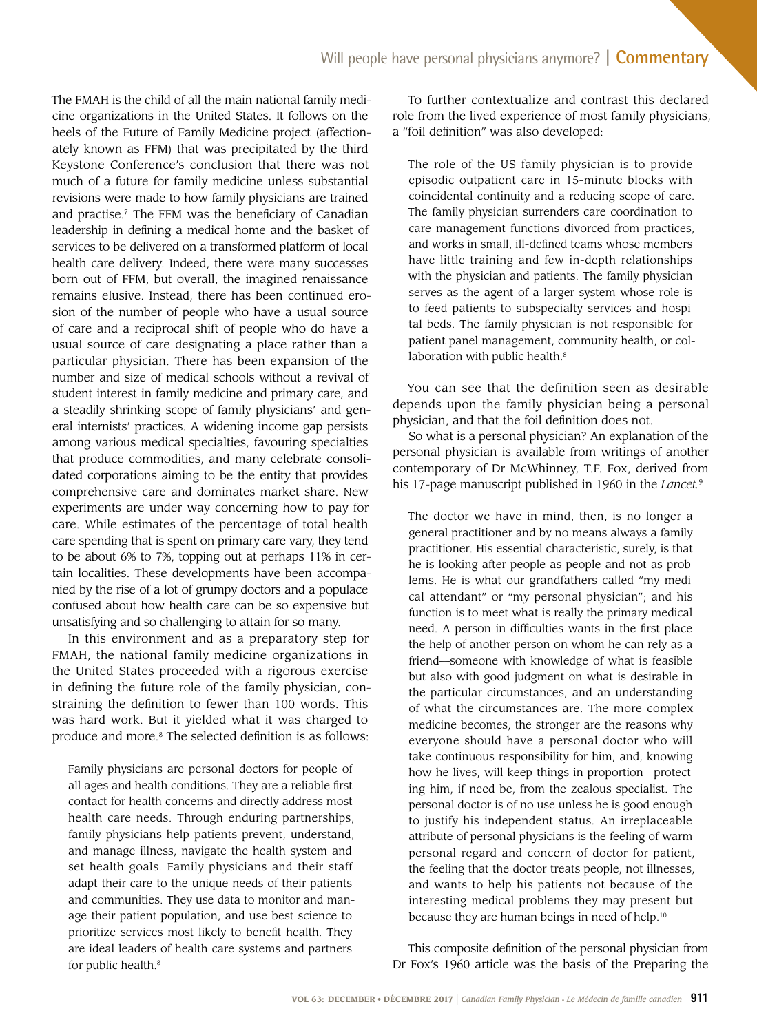The FMAH is the child of all the main national family medicine organizations in the United States. It follows on the heels of the Future of Family Medicine project (affectionately known as FFM) that was precipitated by the third Keystone Conference's conclusion that there was not much of a future for family medicine unless substantial revisions were made to how family physicians are trained and practise.[7] The FFM was the beneficiary of Canadian leadership in defining a medical home and the basket of services to be delivered on a transformed platform of local health care delivery. Indeed, there were many successes born out of FFM, but overall, the imagined renaissance remains elusive. Instead, there has been continued erosion of the number of people who have a usual source of care and a reciprocal shift of people who do have a usual source of care designating a place rather than a particular physician. There has been expansion of the number and size of medical schools without a revival of student interest in family medicine and primary care, and a steadily shrinking scope of family physicians' and general internists' practices. A widening income gap persists among various medical specialties, favouring specialties that produce commodities, and many celebrate consolidated corporations aiming to be the entity that provides comprehensive care and dominates market share. New experiments are under way concerning how to pay for care. While estimates of the percentage of total health care spending that is spent on primary care vary, they tend to be about 6% to 7%, topping out at perhaps 11% in certain localities. These developments have been accompanied by the rise of a lot of grumpy doctors and a populace confused about how health care can be so expensive but unsatisfying and so challenging to attain for so many.

In this environment and as a preparatory step for FMAH, the national family medicine organizations in the United States proceeded with a rigorous exercise in defining the future role of the family physician, constraining the definition to fewer than 100 words. This was hard work. But it yielded what it was charged to produce and more.[8] The selected definition is as follows:

> Family physicians are personal doctors for people of all ages and health conditions. They are a reliable first contact for health concerns and directly address most health care needs. Through enduring partnerships, family physicians help patients prevent, understand, and manage illness, navigate the health system and set health goals. Family physicians and their staff adapt their care to the unique needs of their patients and communities. They use data to monitor and manage their patient population, and use best science to prioritize services most likely to benefit health. They are ideal leaders of health care systems and partners for public health.[8]

To further contextualize and contrast this declared role from the lived experience of most family physicians, a "foil definition" was also developed:

> The role of the US family physician is to provide episodic outpatient care in 15-minute blocks with coincidental continuity and a reducing scope of care. The family physician surrenders care coordination to care management functions divorced from practices, and works in small, ill-defined teams whose members have little training and few in-depth relationships with the physician and patients. The family physician serves as the agent of a larger system whose role is to feed patients to subspecialty services and hospital beds. The family physician is not responsible for patient panel management, community health, or collaboration with public health.[8]

You can see that the definition seen as desirable depends upon the family physician being a personal physician, and that the foil definition does not.

So what is a personal physician? An explanation of the personal physician is available from writings of another contemporary of Dr McWhinney, T.F. Fox, derived from his 17-page manuscript published in 1960 in the *Lancet*.[9]

> The doctor we have in mind, then, is no longer a general practitioner and by no means always a family practitioner. His essential characteristic, surely, is that he is looking after people as people and not as problems. He is what our grandfathers called "my medical attendant" or "my personal physician"; and his function is to meet what is really the primary medical need. A person in difficulties wants in the first place the help of another person on whom he can rely as a friend—someone with knowledge of what is feasible but also with good judgment on what is desirable in the particular circumstances, and an understanding of what the circumstances are. The more complex medicine becomes, the stronger are the reasons why everyone should have a personal doctor who will take continuous responsibility for him, and, knowing how he lives, will keep things in proportion—protecting him, if need be, from the zealous specialist. The personal doctor is of no use unless he is good enough to justify his independent status. An irreplaceable attribute of personal physicians is the feeling of warm personal regard and concern of doctor for patient, the feeling that the doctor treats people, not illnesses, and wants to help his patients not because of the interesting medical problems they may present but because they are human beings in need of help.[10]

This composite definition of the personal physician from Dr Fox's 1960 article was the basis of the Preparing the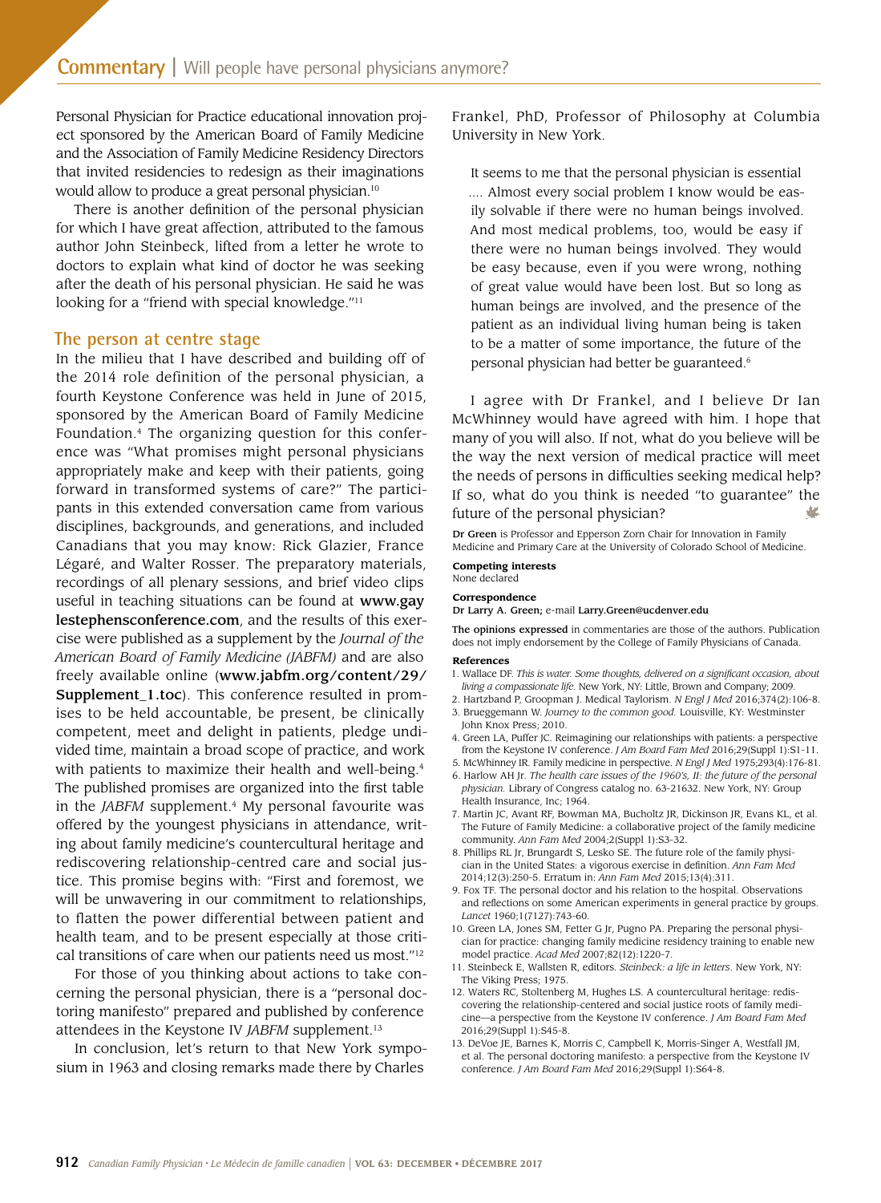Personal Physician for Practice educational innovation project sponsored by the American Board of Family Medicine and the Association of Family Medicine Residency Directors that invited residencies to redesign as their imaginations would allow to produce a great personal physician.[10]

There is another definition of the personal physician for which I have great affection, attributed to the famous author John Steinbeck, lifted from a letter he wrote to doctors to explain what kind of doctor he was seeking after the death of his personal physician. He said he was looking for a "friend with special knowledge."[11]

## The person at centre stage

In the milieu that I have described and building off of the 2014 role definition of the personal physician, a fourth Keystone Conference was held in June of 2015, sponsored by the American Board of Family Medicine Foundation.[4] The organizing question for this conference was "What promises might personal physicians appropriately make and keep with their patients, going forward in transformed systems of care?" The participants in this extended conversation came from various disciplines, backgrounds, and generations, and included Canadians that you may know: Rick Glazier, France Légaré, and Walter Rosser. The preparatory materials, recordings of all plenary sessions, and brief video clips useful in teaching situations can be found at **www.gaylestephensconference.com**, and the results of this exercise were published as a supplement by the *Journal of the American Board of Family Medicine (JABFM)* and are also freely available online (**www.jabfm.org/content/29/Supplement_1.toc**). This conference resulted in promises to be held accountable, be present, be clinically competent, meet and delight in patients, pledge undivided time, maintain a broad scope of practice, and work with patients to maximize their health and well-being.[4] The published promises are organized into the first table in the *JABFM* supplement.[4] My personal favourite was offered by the youngest physicians in attendance, writing about family medicine's countercultural heritage and rediscovering relationship-centred care and social justice. This promise begins with: "First and foremost, we will be unwavering in our commitment to relationships, to flatten the power differential between patient and health team, and to be present especially at those critical transitions of care when our patients need us most."[12]

For those of you thinking about actions to take concerning the personal physician, there is a "personal doctoring manifesto" prepared and published by conference attendees in the Keystone IV *JABFM* supplement.[13]

In conclusion, let's return to that New York symposium in 1963 and closing remarks made there by Charles Frankel, PhD, Professor of Philosophy at Columbia University in New York.

> It seems to me that the personal physician is essential .... Almost every social problem I know would be easily solvable if there were no human beings involved. And most medical problems, too, would be easy if there were no human beings involved. They would be easy because, even if you were wrong, nothing of great value would have been lost. But so long as human beings are involved, and the presence of the patient as an individual living human being is taken to be a matter of some importance, the future of the personal physician had better be guaranteed.[6]

I agree with Dr Frankel, and I believe Dr Ian McWhinney would have agreed with him. I hope that many of you will also. If not, what do you believe will be the way the next version of medical practice will meet the needs of persons in difficulties seeking medical help? If so, what do you think is needed "to guarantee" the future of the personal physician?

**Dr Green** is Professor and Epperson Zorn Chair for Innovation in Family Medicine and Primary Care at the University of Colorado School of Medicine.

**Competing interests**
None declared

**Correspondence**
**Dr Larry A. Green;** e-mail **Larry.Green@ucdenver.edu**

**The opinions expressed** in commentaries are those of the authors. Publication does not imply endorsement by the College of Family Physicians of Canada.

**References**

1. Wallace DF. *This is water. Some thoughts, delivered on a significant occasion, about living a compassionate life.* New York, NY: Little, Brown and Company; 2009.
2. Hartzband P, Groopman J. Medical Taylorism. *N Engl J Med* 2016;374(2):106-8.
3. Brueggemann W. *Journey to the common good.* Louisville, KY: Westminster John Knox Press; 2010.
4. Green LA, Puffer JC. Reimagining our relationships with patients: a perspective from the Keystone IV conference. *J Am Board Fam Med* 2016;29(Suppl 1):S1-11.
5. McWhinney IR. Family medicine in perspective. *N Engl J Med* 1975;293(4):176-81.
6. Harlow AH Jr. *The health care issues of the 1960's, II: the future of the personal physician.* Library of Congress catalog no. 63-21632. New York, NY: Group Health Insurance, Inc; 1964.
7. Martin JC, Avant RF, Bowman MA, Bucholtz JR, Dickinson JR, Evans KL, et al. The Future of Family Medicine: a collaborative project of the family medicine community. *Ann Fam Med* 2004;2(Suppl 1):S3-32.
8. Phillips RL Jr, Brungardt S, Lesko SE. The future role of the family physician in the United States: a vigorous exercise in definition. *Ann Fam Med* 2014;12(3):250-5. Erratum in: *Ann Fam Med* 2015;13(4):311.
9. Fox TF. The personal doctor and his relation to the hospital. Observations and reflections on some American experiments in general practice by groups. *Lancet* 1960;1(7127):743-60.
10. Green LA, Jones SM, Fetter G Jr, Pugno PA. Preparing the personal physician for practice: changing family medicine residency training to enable new model practice. *Acad Med* 2007;82(12):1220-7.
11. Steinbeck E, Wallsten R, editors. *Steinbeck: a life in letters.* New York, NY: The Viking Press; 1975.
12. Waters RC, Stoltenberg M, Hughes LS. A countercultural heritage: rediscovering the relationship-centered and social justice roots of family medicine—a perspective from the Keystone IV conference. *J Am Board Fam Med* 2016;29(Suppl 1):S45-8.
13. DeVoe JE, Barnes K, Morris C, Campbell K, Morris-Singer A, Westfall JM, et al. The personal doctoring manifesto: a perspective from the Keystone IV conference. *J Am Board Fam Med* 2016;29(Suppl 1):S64-8.